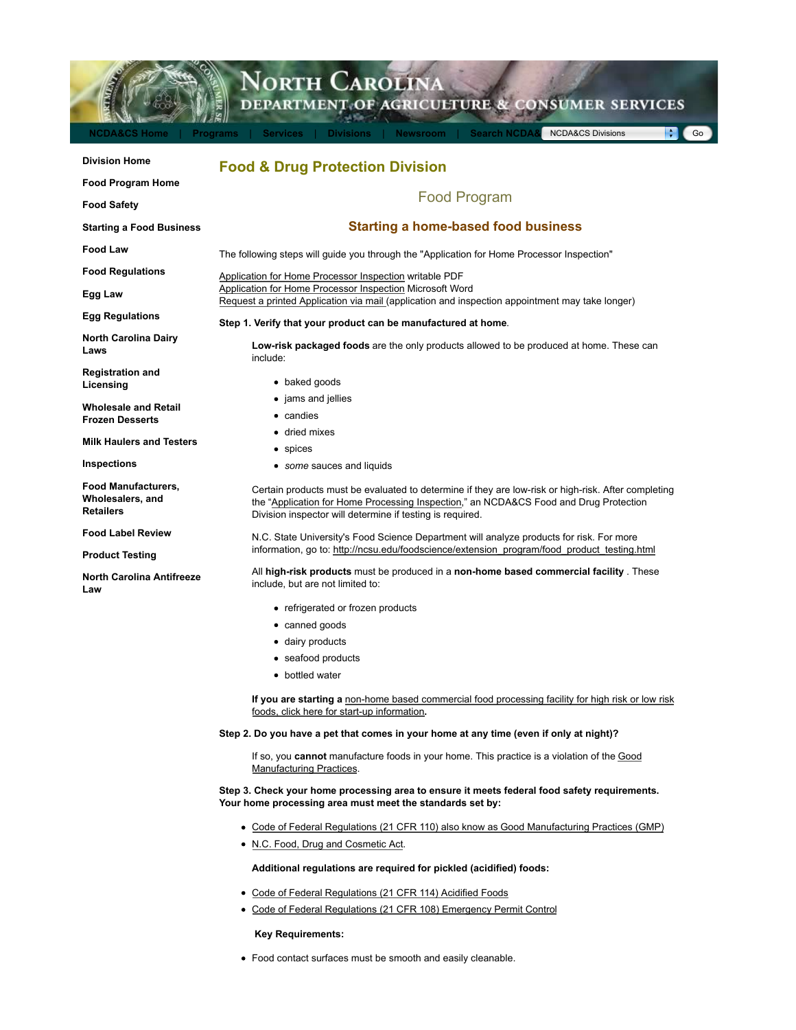# North Carolina Department of Agriculture & Consumer Services

NCDA&CS Home | Programs | Services | Divisions | Newsroom | Search NCDA&CS

- Division Home
- Food Program Home
- Food Safety
- Starting a Food Business
- Food Law
- Food Regulations
- Egg Law
- Egg Regulations
- North Carolina Dairy Laws
- Registration and Licensing
- Wholesale and Retail Frozen Desserts
- Milk Haulers and Testers
- Inspections
- Food Manufacturers, Wholesalers, and Retailers
- Food Label Review
- Product Testing
- North Carolina Antifreeze Law

## Food & Drug Protection Division

### Food Program

### Starting a home-based food business

The following steps will guide you through the "Application for Home Processor Inspection"

Application for Home Processor Inspection writable PDF
Application for Home Processor Inspection Microsoft Word
Request a printed Application via mail (application and inspection appointment may take longer)

**Step 1. Verify that your product can be manufactured at home**.

**Low-risk packaged foods** are the only products allowed to be produced at home. These can include:

- baked goods
- jams and jellies
- candies
- dried mixes
- spices
- *some* sauces and liquids

Certain products must be evaluated to determine if they are low-risk or high-risk. After completing the "Application for Home Processing Inspection," an NCDA&CS Food and Drug Protection Division inspector will determine if testing is required.

N.C. State University's Food Science Department will analyze products for risk. For more information, go to: http://ncsu.edu/foodscience/extension_program/food_product_testing.html

All **high-risk products** must be produced in a **non-home based commercial facility** . These include, but are not limited to:

- refrigerated or frozen products
- canned goods
- dairy products
- seafood products
- bottled water

**If you are starting a** non-home based commercial food processing facility for high risk or low risk foods, click here for start-up information**.**

**Step 2. Do you have a pet that comes in your home at any time (even if only at night)?**

If so, you **cannot** manufacture foods in your home. This practice is a violation of the Good Manufacturing Practices.

**Step 3. Check your home processing area to ensure it meets federal food safety requirements. Your home processing area must meet the standards set by:**

- Code of Federal Regulations (21 CFR 110) also know as Good Manufacturing Practices (GMP)
- N.C. Food, Drug and Cosmetic Act.

**Additional regulations are required for pickled (acidified) foods:**

- Code of Federal Regulations (21 CFR 114) Acidified Foods
- Code of Federal Regulations (21 CFR 108) Emergency Permit Control

**Key Requirements:**

- Food contact surfaces must be smooth and easily cleanable.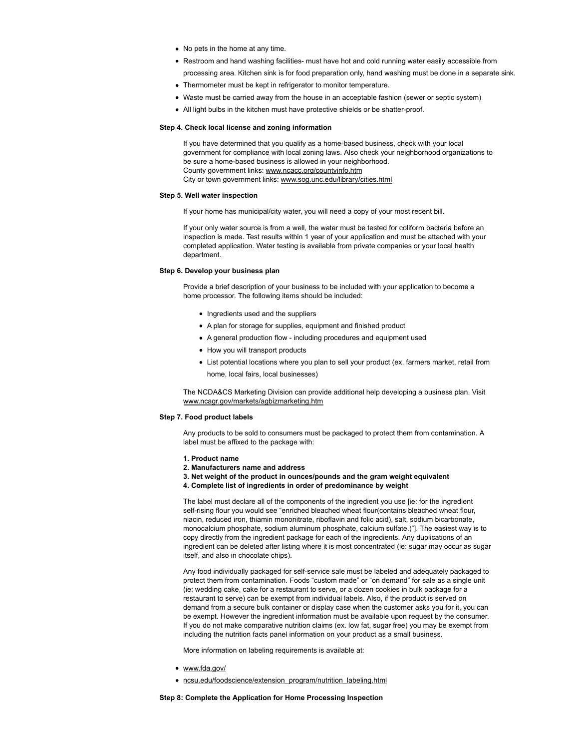- No pets in the home at any time.
- Restroom and hand washing facilities- must have hot and cold running water easily accessible from processing area. Kitchen sink is for food preparation only, hand washing must be done in a separate sink.
- Thermometer must be kept in refrigerator to monitor temperature.
- Waste must be carried away from the house in an acceptable fashion (sewer or septic system)
- All light bulbs in the kitchen must have protective shields or be shatter-proof.

**Step 4. Check local license and zoning information**

If you have determined that you qualify as a home-based business, check with your local government for compliance with local zoning laws. Also check your neighborhood organizations to be sure a home-based business is allowed in your neighborhood.
County government links: www.ncacc.org/countyinfo.htm
City or town government links: www.sog.unc.edu/library/cities.html

**Step 5. Well water inspection**

If your home has municipal/city water, you will need a copy of your most recent bill.

If your only water source is from a well, the water must be tested for coliform bacteria before an inspection is made. Test results within 1 year of your application and must be attached with your completed application. Water testing is available from private companies or your local health department.

**Step 6. Develop your business plan**

Provide a brief description of your business to be included with your application to become a home processor. The following items should be included:

- Ingredients used and the suppliers
- A plan for storage for supplies, equipment and finished product
- A general production flow - including procedures and equipment used
- How you will transport products
- List potential locations where you plan to sell your product (ex. farmers market, retail from home, local fairs, local businesses)

The NCDA&CS Marketing Division can provide additional help developing a business plan. Visit www.ncagr.gov/markets/agbizmarketing.htm

**Step 7. Food product labels**

Any products to be sold to consumers must be packaged to protect them from contamination. A label must be affixed to the package with:

**1. Product name**
**2. Manufacturers name and address**
**3. Net weight of the product in ounces/pounds and the gram weight equivalent**
**4. Complete list of ingredients in order of predominance by weight**

The label must declare all of the components of the ingredient you use [ie: for the ingredient self-rising flour you would see “enriched bleached wheat flour(contains bleached wheat flour, niacin, reduced iron, thiamin mononitrate, riboflavin and folic acid), salt, sodium bicarbonate, monocalcium phosphate, sodium aluminum phosphate, calcium sulfate.)”]. The easiest way is to copy directly from the ingredient package for each of the ingredients. Any duplications of an ingredient can be deleted after listing where it is most concentrated (ie: sugar may occur as sugar itself, and also in chocolate chips).

Any food individually packaged for self-service sale must be labeled and adequately packaged to protect them from contamination. Foods “custom made” or “on demand” for sale as a single unit (ie: wedding cake, cake for a restaurant to serve, or a dozen cookies in bulk package for a restaurant to serve) can be exempt from individual labels. Also, if the product is served on demand from a secure bulk container or display case when the customer asks you for it, you can be exempt. However the ingredient information must be available upon request by the consumer. If you do not make comparative nutrition claims (ex. low fat, sugar free) you may be exempt from including the nutrition facts panel information on your product as a small business.

More information on labeling requirements is available at:

- www.fda.gov/
- ncsu.edu/foodscience/extension_program/nutrition_labeling.html

**Step 8: Complete the Application for Home Processing Inspection**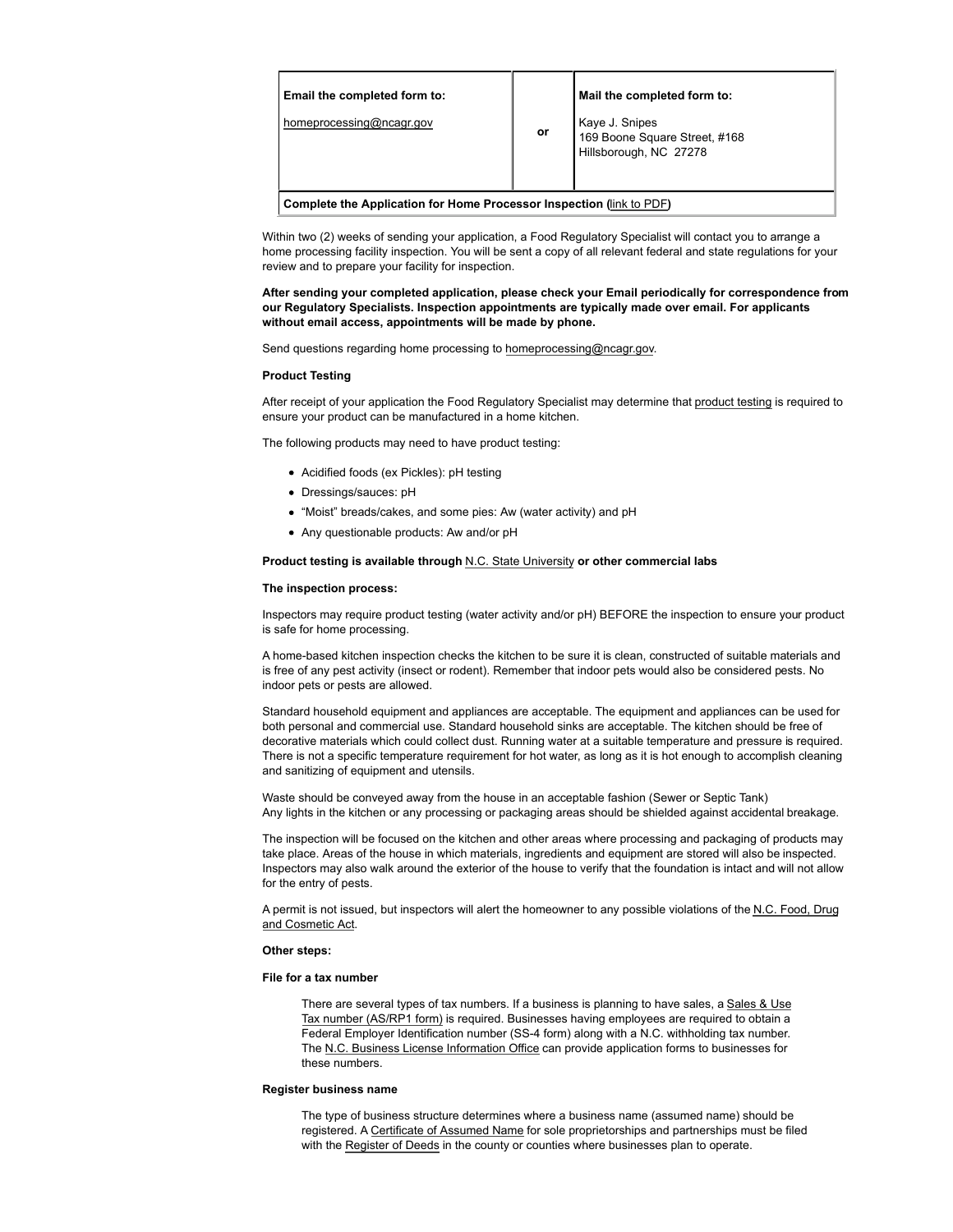| **Email the completed form to:**<br><br>homeprocessing@ncagr.gov | **or** | **Mail the completed form to:**<br><br>Kaye J. Snipes<br>169 Boone Square Street, #168<br>Hillsborough, NC 27278 |
|---|---|---|
| **Complete the Application for Home Processor Inspection (link to PDF)** | | |

Within two (2) weeks of sending your application, a Food Regulatory Specialist will contact you to arrange a home processing facility inspection. You will be sent a copy of all relevant federal and state regulations for your review and to prepare your facility for inspection.

**After sending your completed application, please check your Email periodically for correspondence from our Regulatory Specialists. Inspection appointments are typically made over email. For applicants without email access, appointments will be made by phone.**

Send questions regarding home processing to homeprocessing@ncagr.gov.

**Product Testing**

After receipt of your application the Food Regulatory Specialist may determine that product testing is required to ensure your product can be manufactured in a home kitchen.

The following products may need to have product testing:

- Acidified foods (ex Pickles): pH testing
- Dressings/sauces: pH
- "Moist" breads/cakes, and some pies: Aw (water activity) and pH
- Any questionable products: Aw and/or pH

**Product testing is available through** N.C. State University **or other commercial labs**

**The inspection process:**

Inspectors may require product testing (water activity and/or pH) BEFORE the inspection to ensure your product is safe for home processing.

A home-based kitchen inspection checks the kitchen to be sure it is clean, constructed of suitable materials and is free of any pest activity (insect or rodent). Remember that indoor pets would also be considered pests. No indoor pets or pests are allowed.

Standard household equipment and appliances are acceptable. The equipment and appliances can be used for both personal and commercial use. Standard household sinks are acceptable. The kitchen should be free of decorative materials which could collect dust. Running water at a suitable temperature and pressure is required. There is not a specific temperature requirement for hot water, as long as it is hot enough to accomplish cleaning and sanitizing of equipment and utensils.

Waste should be conveyed away from the house in an acceptable fashion (Sewer or Septic Tank)
Any lights in the kitchen or any processing or packaging areas should be shielded against accidental breakage.

The inspection will be focused on the kitchen and other areas where processing and packaging of products may take place. Areas of the house in which materials, ingredients and equipment are stored will also be inspected. Inspectors may also walk around the exterior of the house to verify that the foundation is intact and will not allow for the entry of pests.

A permit is not issued, but inspectors will alert the homeowner to any possible violations of the N.C. Food, Drug and Cosmetic Act.

**Other steps:**

**File for a tax number**

> There are several types of tax numbers. If a business is planning to have sales, a Sales & Use Tax number (AS/RP1 form) is required. Businesses having employees are required to obtain a Federal Employer Identification number (SS-4 form) along with a N.C. withholding tax number. The N.C. Business License Information Office can provide application forms to businesses for these numbers.

**Register business name**

> The type of business structure determines where a business name (assumed name) should be registered. A Certificate of Assumed Name for sole proprietorships and partnerships must be filed with the Register of Deeds in the county or counties where businesses plan to operate.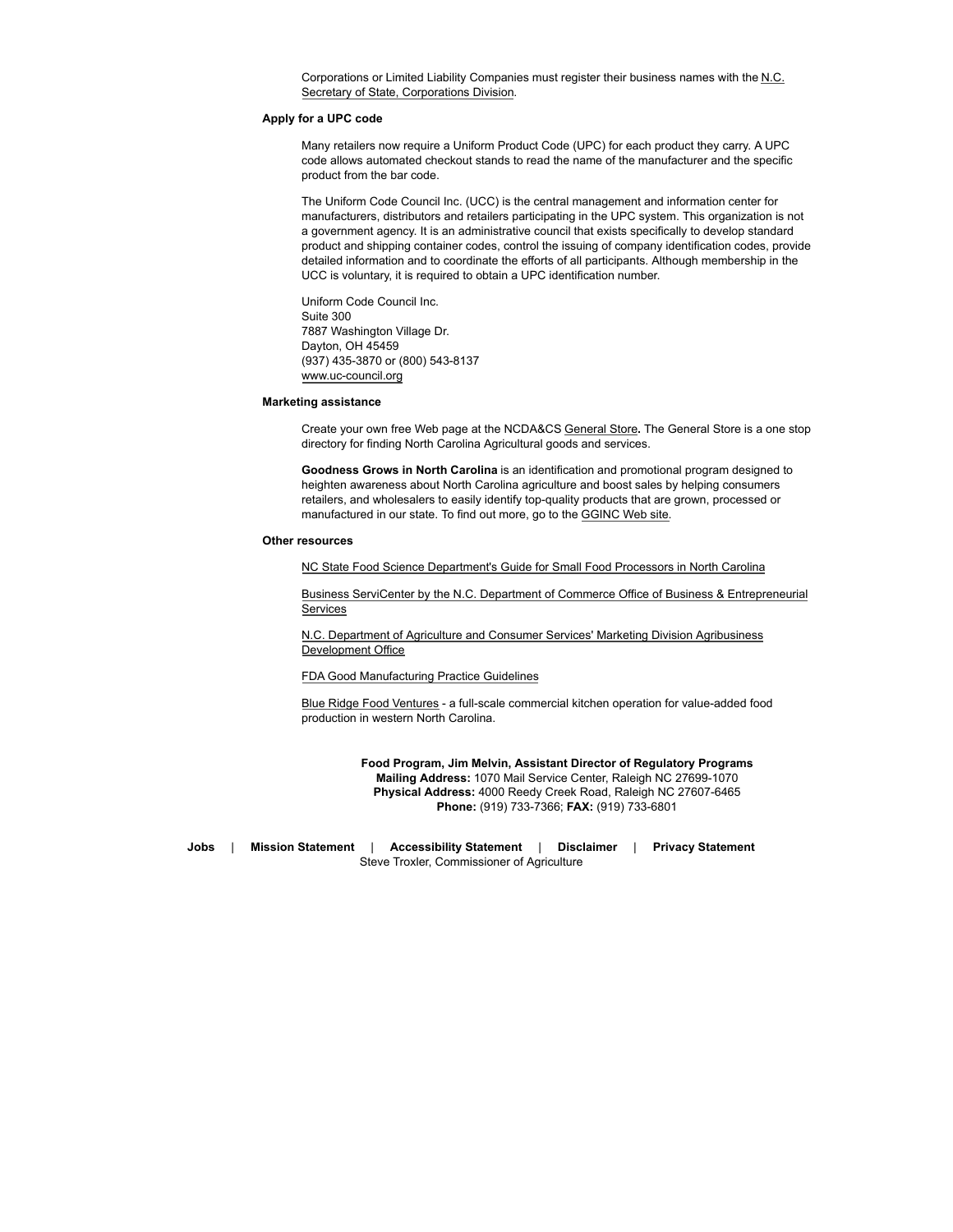Corporations or Limited Liability Companies must register their business names with the N.C. Secretary of State, Corporations Division.

**Apply for a UPC code**

Many retailers now require a Uniform Product Code (UPC) for each product they carry. A UPC code allows automated checkout stands to read the name of the manufacturer and the specific product from the bar code.

The Uniform Code Council Inc. (UCC) is the central management and information center for manufacturers, distributors and retailers participating in the UPC system. This organization is not a government agency. It is an administrative council that exists specifically to develop standard product and shipping container codes, control the issuing of company identification codes, provide detailed information and to coordinate the efforts of all participants. Although membership in the UCC is voluntary, it is required to obtain a UPC identification number.

Uniform Code Council Inc.
Suite 300
7887 Washington Village Dr.
Dayton, OH 45459
(937) 435-3870 or (800) 543-8137
www.uc-council.org

**Marketing assistance**

Create your own free Web page at the NCDA&CS General Store**.** The General Store is a one stop directory for finding North Carolina Agricultural goods and services.

**Goodness Grows in North Carolina** is an identification and promotional program designed to heighten awareness about North Carolina agriculture and boost sales by helping consumers retailers, and wholesalers to easily identify top-quality products that are grown, processed or manufactured in our state. To find out more, go to the GGINC Web site.

**Other resources**

NC State Food Science Department's Guide for Small Food Processors in North Carolina

Business ServiCenter by the N.C. Department of Commerce Office of Business & Entrepreneurial Services

N.C. Department of Agriculture and Consumer Services' Marketing Division Agribusiness Development Office

FDA Good Manufacturing Practice Guidelines

Blue Ridge Food Ventures - a full-scale commercial kitchen operation for value-added food production in western North Carolina.

**Food Program, Jim Melvin, Assistant Director of Regulatory Programs**
**Mailing Address:** 1070 Mail Service Center, Raleigh NC 27699-1070
**Physical Address:** 4000 Reedy Creek Road, Raleigh NC 27607-6465
**Phone:** (919) 733-7366; **FAX:** (919) 733-6801

**Jobs** | **Mission Statement** | **Accessibility Statement** | **Disclaimer** | **Privacy Statement**
Steve Troxler, Commissioner of Agriculture